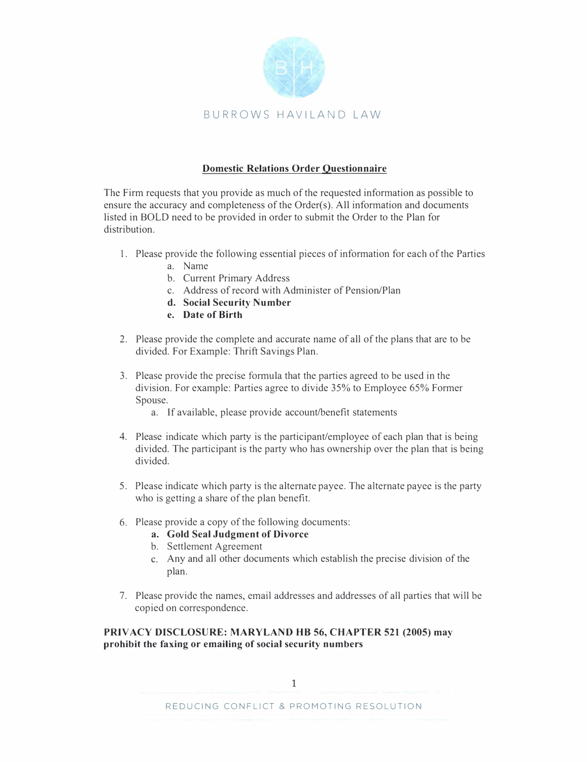BURROWS HAVILAND LAW

## Domestic Relations Order Questionnaire

The Firm requests that you provide as much of the requested information as possible to ensure the accuracy and completeness of the Order(s). All information and documents listed in BOLD need to be provided in order to submit the Order to the Plan for distribution.

1. Please provide the following essential pieces of information for each of the Parties
   a. Name
   b. Current Primary Address
   c. Address of record with Administer of Pension/Plan
   **d. Social Security Number**
   **e. Date of Birth**

2. Please provide the complete and accurate name of all of the plans that are to be divided. For Example: Thrift Savings Plan.

3. Please provide the precise formula that the parties agreed to be used in the division. For example: Parties agree to divide 35% to Employee 65% Former Spouse.
   a. If available, please provide account/benefit statements

4. Please indicate which party is the participant/employee of each plan that is being divided. The participant is the party who has ownership over the plan that is being divided.

5. Please indicate which party is the alternate payee. The alternate payee is the party who is getting a share of the plan benefit.

6. Please provide a copy of the following documents:
   **a. Gold Seal Judgment of Divorce**
   b. Settlement Agreement
   c. Any and all other documents which establish the precise division of the plan.

7. Please provide the names, email addresses and addresses of all parties that will be copied on correspondence.

**PRIVACY DISCLOSURE: MARYLAND HB 56, CHAPTER 521 (2005) may prohibit the faxing or emailing of social security numbers**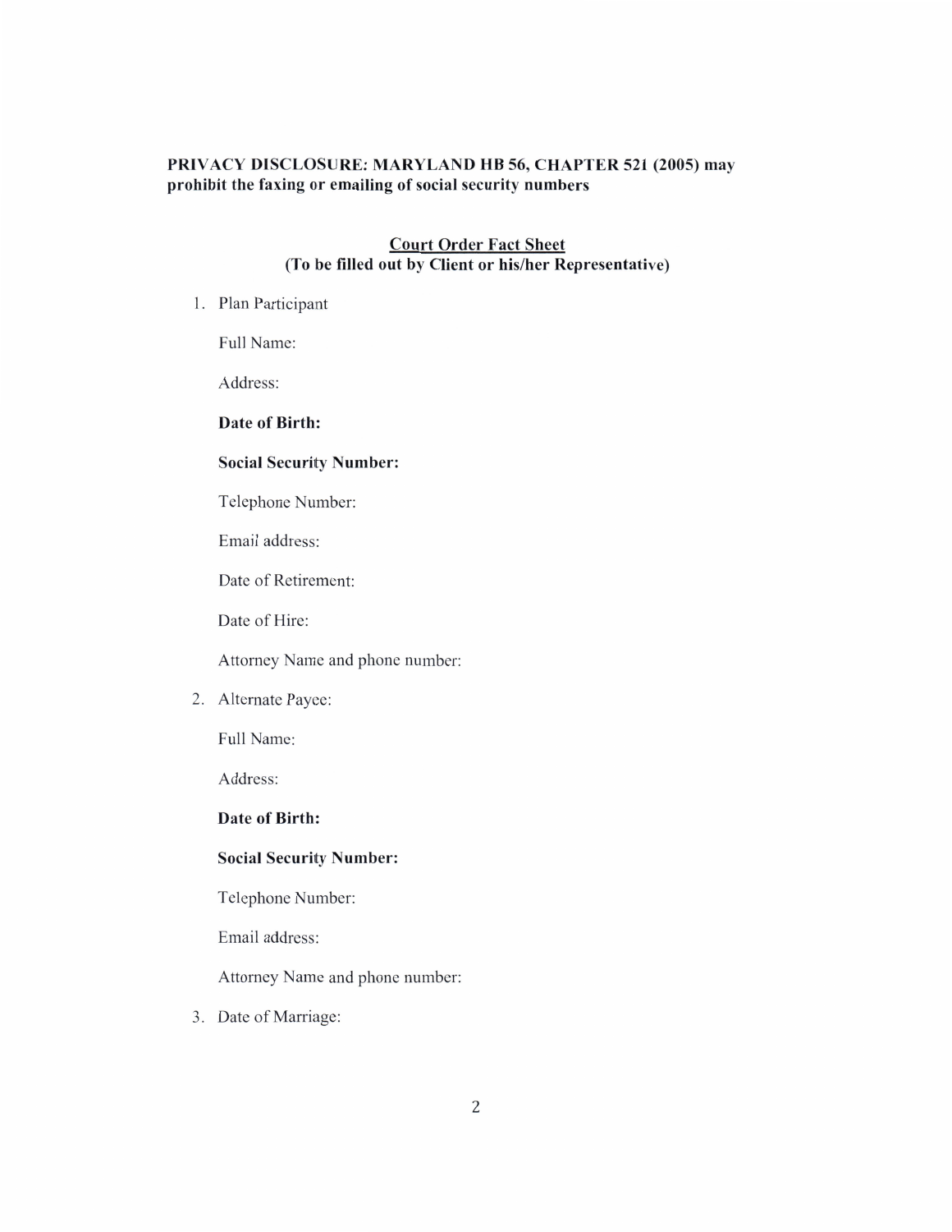**PRIVACY DISCLOSURE: MARYLAND HB 56, CHAPTER 521 (2005) may prohibit the faxing or emailing of social security numbers**

**Court Order Fact Sheet**
**(To be filled out by Client or his/her Representative)**

1. Plan Participant

   Full Name:

   Address:

   **Date of Birth:**

   **Social Security Number:**

   Telephone Number:

   Email address:

   Date of Retirement:

   Date of Hire:

   Attorney Name and phone number:

2. Alternate Payee:

   Full Name:

   Address:

   **Date of Birth:**

   **Social Security Number:**

   Telephone Number:

   Email address:

   Attorney Name and phone number:

3. Date of Marriage: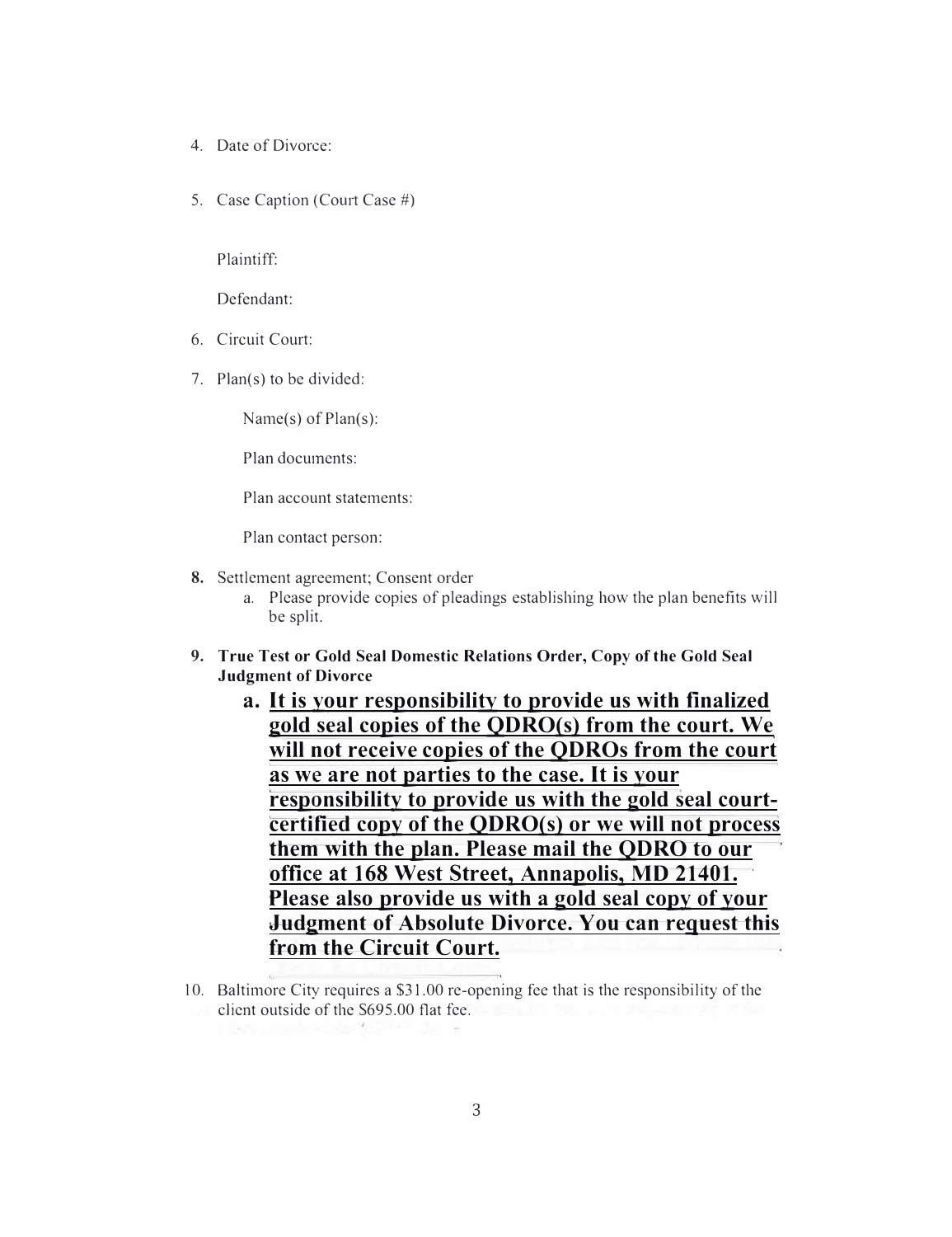4. Date of Divorce:

5. Case Caption (Court Case #)

   Plaintiff:

   Defendant:

6. Circuit Court:

7. Plan(s) to be divided:

   Name(s) of Plan(s):

   Plan documents:

   Plan account statements:

   Plan contact person:

8. Settlement agreement; Consent order
   a. Please provide copies of pleadings establishing how the plan benefits will be split.

9. **True Test or Gold Seal Domestic Relations Order, Copy of the Gold Seal Judgment of Divorce**
   a. <u>**It is your responsibility to provide us with finalized gold seal copies of the QDRO(s) from the court. We will not receive copies of the QDROs from the court as we are not parties to the case. It is your responsibility to provide us with the gold seal court-certified copy of the QDRO(s) or we will not process them with the plan. Please mail the QDRO to our office at 168 West Street, Annapolis, MD 21401. Please also provide us with a gold seal copy of your Judgment of Absolute Divorce. You can request this from the Circuit Court.**</u>

10. Baltimore City requires a $31.00 re-opening fee that is the responsibility of the client outside of the $695.00 flat fee.